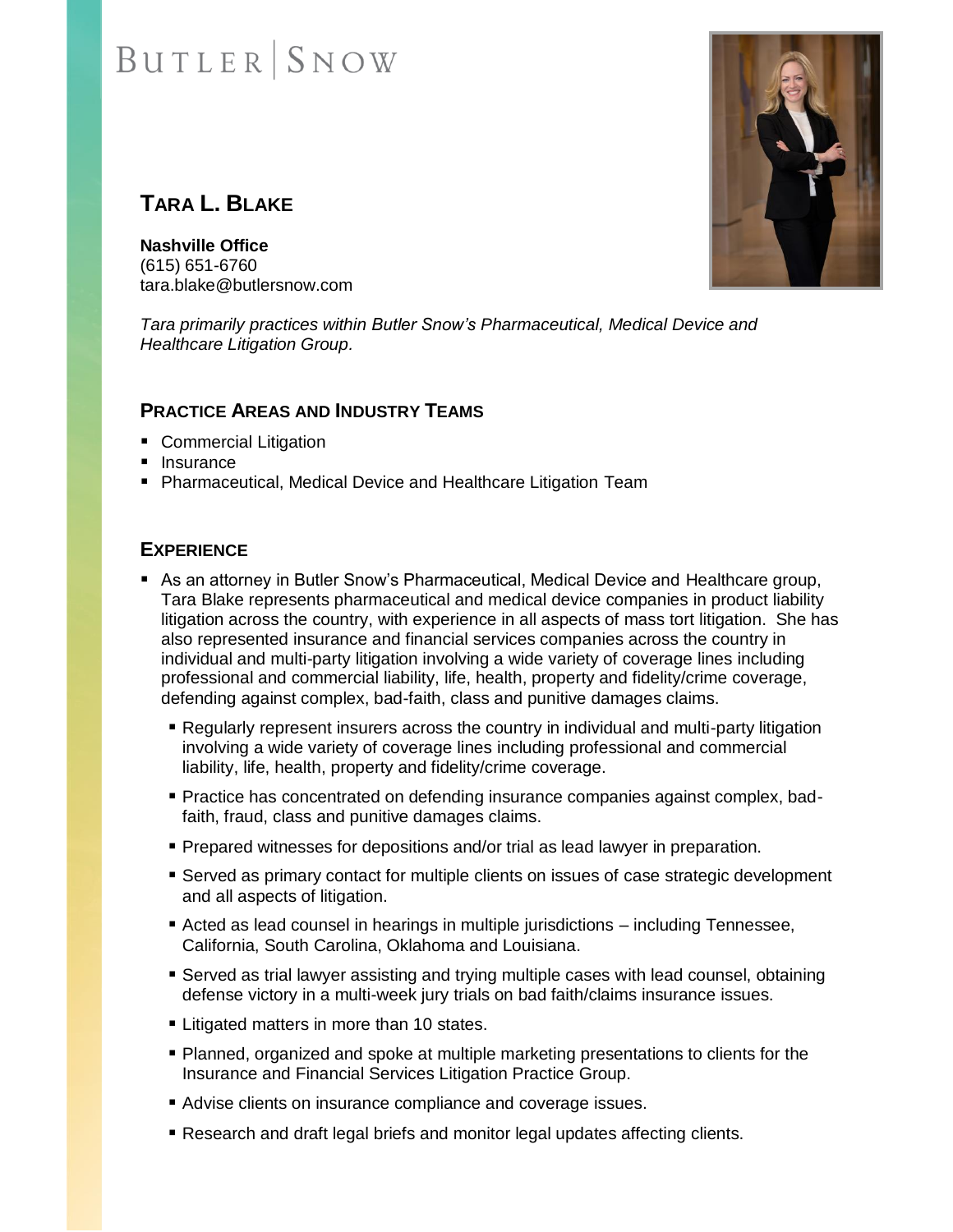BUTLER | SNOW

# TARA L. BLAKE

**Nashville Office**
(615) 651-6760
tara.blake@butlersnow.com

*Tara primarily practices within Butler Snow's Pharmaceutical, Medical Device and Healthcare Litigation Group.*

## PRACTICE AREAS AND INDUSTRY TEAMS

- Commercial Litigation
- Insurance
- Pharmaceutical, Medical Device and Healthcare Litigation Team

## EXPERIENCE

- As an attorney in Butler Snow's Pharmaceutical, Medical Device and Healthcare group, Tara Blake represents pharmaceutical and medical device companies in product liability litigation across the country, with experience in all aspects of mass tort litigation. She has also represented insurance and financial services companies across the country in individual and multi-party litigation involving a wide variety of coverage lines including professional and commercial liability, life, health, property and fidelity/crime coverage, defending against complex, bad-faith, class and punitive damages claims.
  - Regularly represent insurers across the country in individual and multi-party litigation involving a wide variety of coverage lines including professional and commercial liability, life, health, property and fidelity/crime coverage.
  - Practice has concentrated on defending insurance companies against complex, bad-faith, fraud, class and punitive damages claims.
  - Prepared witnesses for depositions and/or trial as lead lawyer in preparation.
  - Served as primary contact for multiple clients on issues of case strategic development and all aspects of litigation.
  - Acted as lead counsel in hearings in multiple jurisdictions – including Tennessee, California, South Carolina, Oklahoma and Louisiana.
  - Served as trial lawyer assisting and trying multiple cases with lead counsel, obtaining defense victory in a multi-week jury trials on bad faith/claims insurance issues.
  - Litigated matters in more than 10 states.
  - Planned, organized and spoke at multiple marketing presentations to clients for the Insurance and Financial Services Litigation Practice Group.
  - Advise clients on insurance compliance and coverage issues.
  - Research and draft legal briefs and monitor legal updates affecting clients.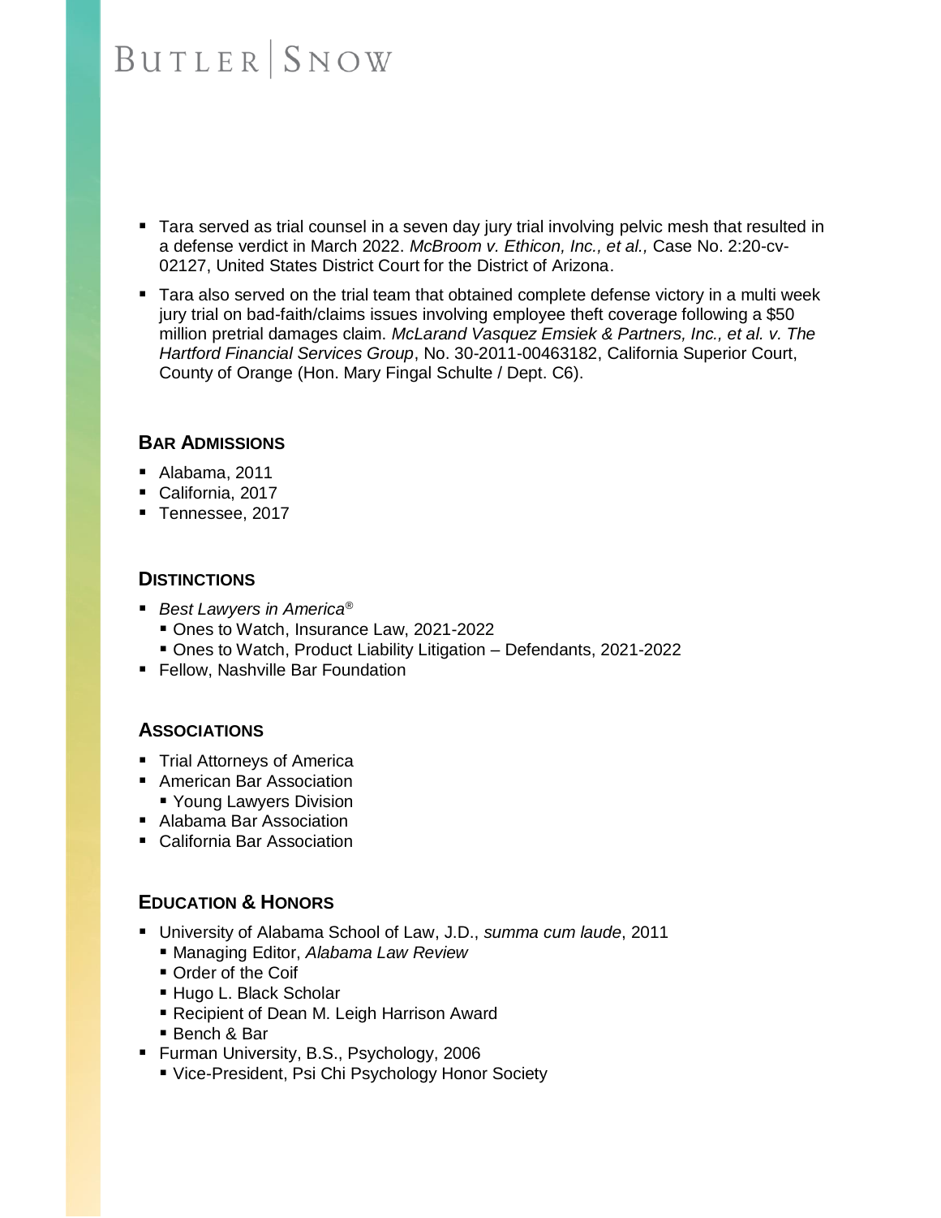- Tara served as trial counsel in a seven day jury trial involving pelvic mesh that resulted in a defense verdict in March 2022. *McBroom v. Ethicon, Inc., et al.,* Case No. 2:20-cv-02127, United States District Court for the District of Arizona.
- Tara also served on the trial team that obtained complete defense victory in a multi week jury trial on bad-faith/claims issues involving employee theft coverage following a $50 million pretrial damages claim. *McLarand Vasquez Emsiek & Partners, Inc., et al. v. The Hartford Financial Services Group*, No. 30-2011-00463182, California Superior Court, County of Orange (Hon. Mary Fingal Schulte / Dept. C6).

## BAR ADMISSIONS

- Alabama, 2011
- California, 2017
- Tennessee, 2017

## DISTINCTIONS

- *Best Lawyers in America®*
  - Ones to Watch, Insurance Law, 2021-2022
  - Ones to Watch, Product Liability Litigation – Defendants, 2021-2022
- Fellow, Nashville Bar Foundation

## ASSOCIATIONS

- Trial Attorneys of America
- American Bar Association
  - Young Lawyers Division
- Alabama Bar Association
- California Bar Association

## EDUCATION & HONORS

- University of Alabama School of Law, J.D., *summa cum laude*, 2011
  - Managing Editor, *Alabama Law Review*
  - Order of the Coif
  - Hugo L. Black Scholar
  - Recipient of Dean M. Leigh Harrison Award
  - Bench & Bar
- Furman University, B.S., Psychology, 2006
  - Vice-President, Psi Chi Psychology Honor Society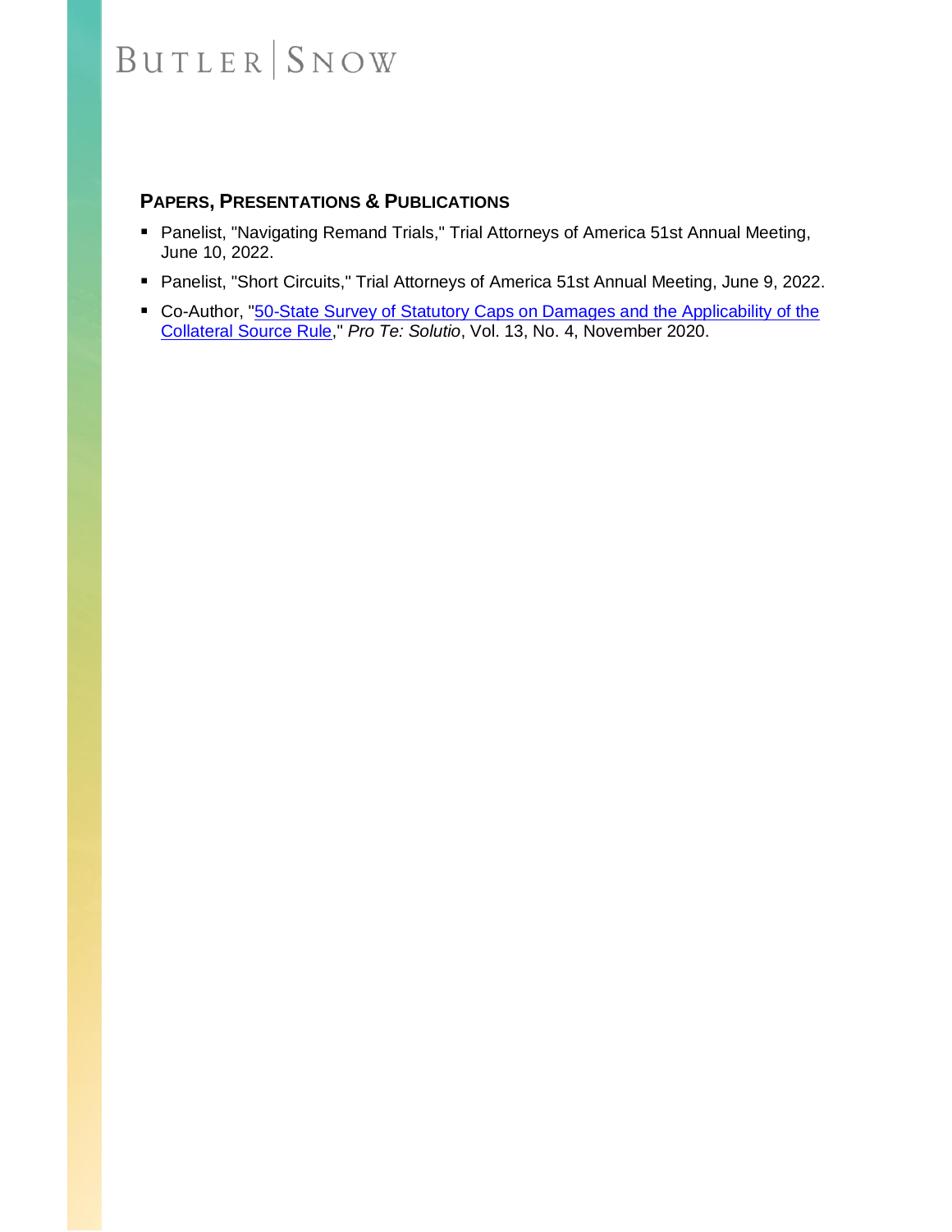## PAPERS, PRESENTATIONS & PUBLICATIONS

- Panelist, "Navigating Remand Trials," Trial Attorneys of America 51st Annual Meeting, June 10, 2022.
- Panelist, "Short Circuits," Trial Attorneys of America 51st Annual Meeting, June 9, 2022.
- Co-Author, "50-State Survey of Statutory Caps on Damages and the Applicability of the Collateral Source Rule," *Pro Te: Solutio*, Vol. 13, No. 4, November 2020.